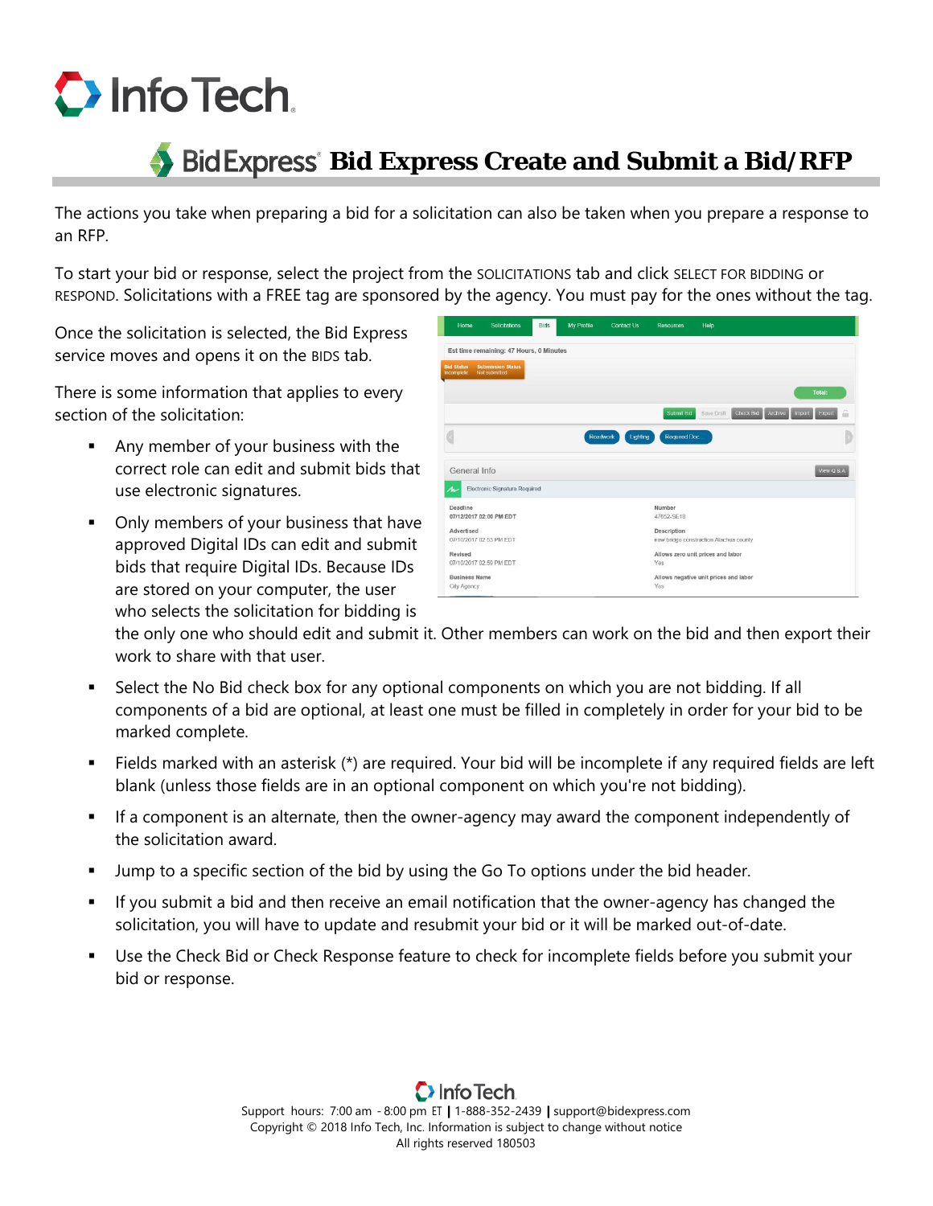# Bid Express Create and Submit a Bid/RFP

The actions you take when preparing a bid for a solicitation can also be taken when you prepare a response to an RFP.

To start your bid or response, select the project from the SOLICITATIONS tab and click SELECT FOR BIDDING or RESPOND. Solicitations with a FREE tag are sponsored by the agency. You must pay for the ones without the tag.

Once the solicitation is selected, the Bid Express service moves and opens it on the BIDS tab.

There is some information that applies to every section of the solicitation:

- Any member of your business with the correct role can edit and submit bids that use electronic signatures.
- Only members of your business that have approved Digital IDs can edit and submit bids that require Digital IDs. Because IDs are stored on your computer, the user who selects the solicitation for bidding is the only one who should edit and submit it. Other members can work on the bid and then export their work to share with that user.
- Select the No Bid check box for any optional components on which you are not bidding. If all components of a bid are optional, at least one must be filled in completely in order for your bid to be marked complete.
- Fields marked with an asterisk (*) are required. Your bid will be incomplete if any required fields are left blank (unless those fields are in an optional component on which you're not bidding).
- If a component is an alternate, then the owner-agency may award the component independently of the solicitation award.
- Jump to a specific section of the bid by using the Go To options under the bid header.
- If you submit a bid and then receive an email notification that the owner-agency has changed the solicitation, you will have to update and resubmit your bid or it will be marked out-of-date.
- Use the Check Bid or Check Response feature to check for incomplete fields before you submit your bid or response.

Support hours: 7:00 am - 8:00 pm ET | 1-888-352-2439 | support@bidexpress.com
Copyright © 2018 Info Tech, Inc. Information is subject to change without notice
All rights reserved 180503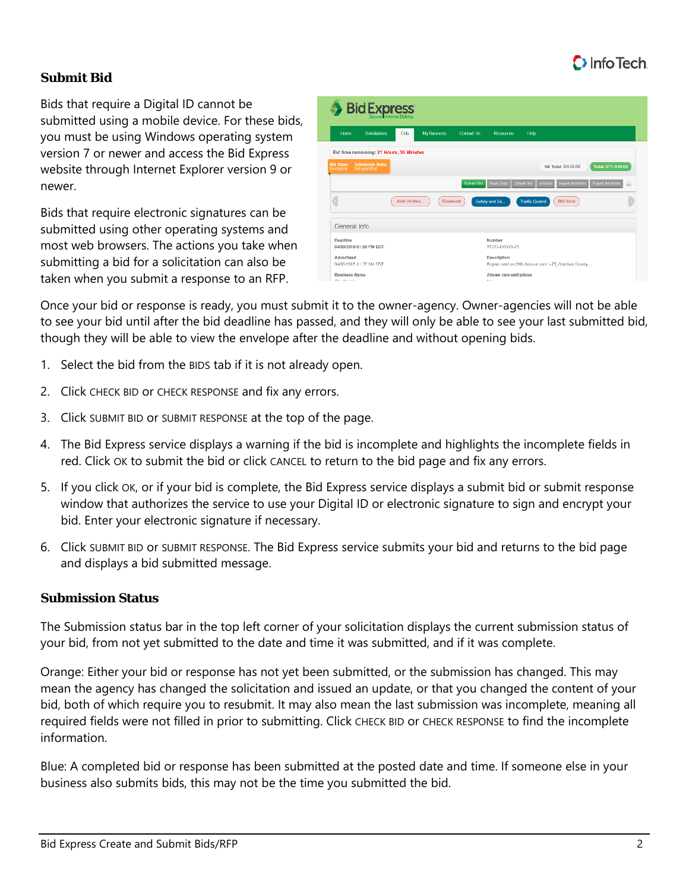## Submit Bid

Bids that require a Digital ID cannot be submitted using a mobile device. For these bids, you must be using Windows operating system version 7 or newer and access the Bid Express website through Internet Explorer version 9 or newer.

Bids that require electronic signatures can be submitted using other operating systems and most web browsers. The actions you take when submitting a bid for a solicitation can also be taken when you submit a response to an RFP.

Once your bid or response is ready, you must submit it to the owner-agency. Owner-agencies will not be able to see your bid until after the bid deadline has passed, and they will only be able to see your last submitted bid, though they will be able to view the envelope after the deadline and without opening bids.

1. Select the bid from the BIDS tab if it is not already open.
2. Click CHECK BID or CHECK RESPONSE and fix any errors.
3. Click SUBMIT BID or SUBMIT RESPONSE at the top of the page.
4. The Bid Express service displays a warning if the bid is incomplete and highlights the incomplete fields in red. Click OK to submit the bid or click CANCEL to return to the bid page and fix any errors.
5. If you click OK, or if your bid is complete, the Bid Express service displays a submit bid or submit response window that authorizes the service to use your Digital ID or electronic signature to sign and encrypt your bid. Enter your electronic signature if necessary.
6. Click SUBMIT BID or SUBMIT RESPONSE. The Bid Express service submits your bid and returns to the bid page and displays a bid submitted message.

## Submission Status

The Submission status bar in the top left corner of your solicitation displays the current submission status of your bid, from not yet submitted to the date and time it was submitted, and if it was complete.

Orange: Either your bid or response has not yet been submitted, or the submission has changed. This may mean the agency has changed the solicitation and issued an update, or that you changed the content of your bid, both of which require you to resubmit. It may also mean the last submission was incomplete, meaning all required fields were not filled in prior to submitting. Click CHECK BID or CHECK RESPONSE to find the incomplete information.

Blue: A completed bid or response has been submitted at the posted date and time. If someone else in your business also submits bids, this may not be the time you submitted the bid.